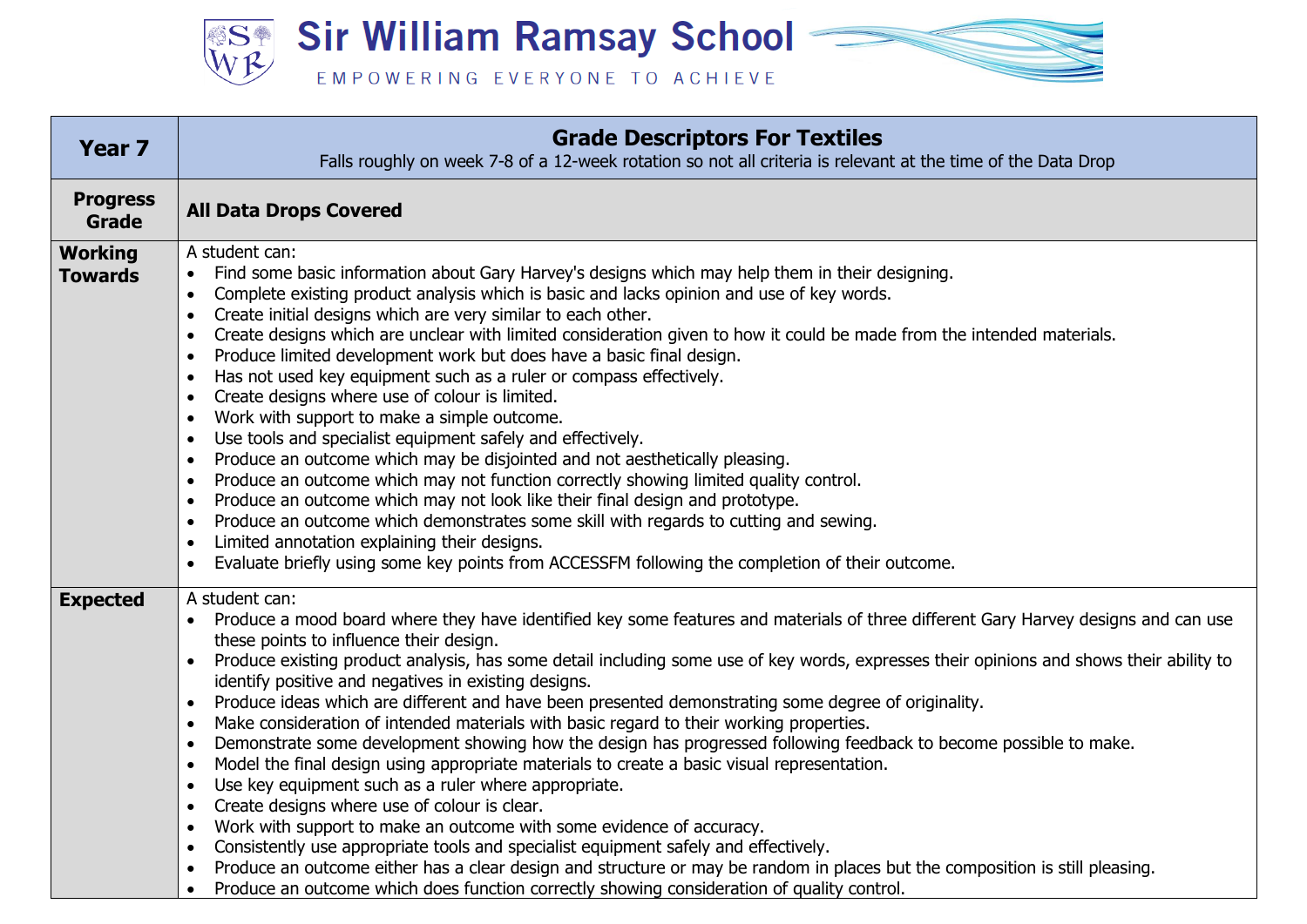# Sir William Ramsay School

EMPOWERING EVERYONE TO ACHIEVE

| Year 7 | **Grade Descriptors For Textiles**<br>Falls roughly on week 7-8 of a 12-week rotation so not all criteria is relevant at the time of the Data Drop |
|---|---|
| **Progress Grade** | **All Data Drops Covered** |
| **Working Towards** | A student can:<br>• Find some basic information about Gary Harvey's designs which may help them in their designing.<br>• Complete existing product analysis which is basic and lacks opinion and use of key words.<br>• Create initial designs which are very similar to each other.<br>• Create designs which are unclear with limited consideration given to how it could be made from the intended materials.<br>• Produce limited development work but does have a basic final design.<br>• Has not used key equipment such as a ruler or compass effectively.<br>• Create designs where use of colour is limited.<br>• Work with support to make a simple outcome.<br>• Use tools and specialist equipment safely and effectively.<br>• Produce an outcome which may be disjointed and not aesthetically pleasing.<br>• Produce an outcome which may not function correctly showing limited quality control.<br>• Produce an outcome which may not look like their final design and prototype.<br>• Produce an outcome which demonstrates some skill with regards to cutting and sewing.<br>• Limited annotation explaining their designs.<br>• Evaluate briefly using some key points from ACCESSFM following the completion of their outcome. |
| **Expected** | A student can:<br>• Produce a mood board where they have identified key some features and materials of three different Gary Harvey designs and can use these points to influence their design.<br>• Produce existing product analysis, has some detail including some use of key words, expresses their opinions and shows their ability to identify positive and negatives in existing designs.<br>• Produce ideas which are different and have been presented demonstrating some degree of originality.<br>• Make consideration of intended materials with basic regard to their working properties.<br>• Demonstrate some development showing how the design has progressed following feedback to become possible to make.<br>• Model the final design using appropriate materials to create a basic visual representation.<br>• Use key equipment such as a ruler where appropriate.<br>• Create designs where use of colour is clear.<br>• Work with support to make an outcome with some evidence of accuracy.<br>• Consistently use appropriate tools and specialist equipment safely and effectively.<br>• Produce an outcome either has a clear design and structure or may be random in places but the composition is still pleasing.<br>• Produce an outcome which does function correctly showing consideration of quality control. |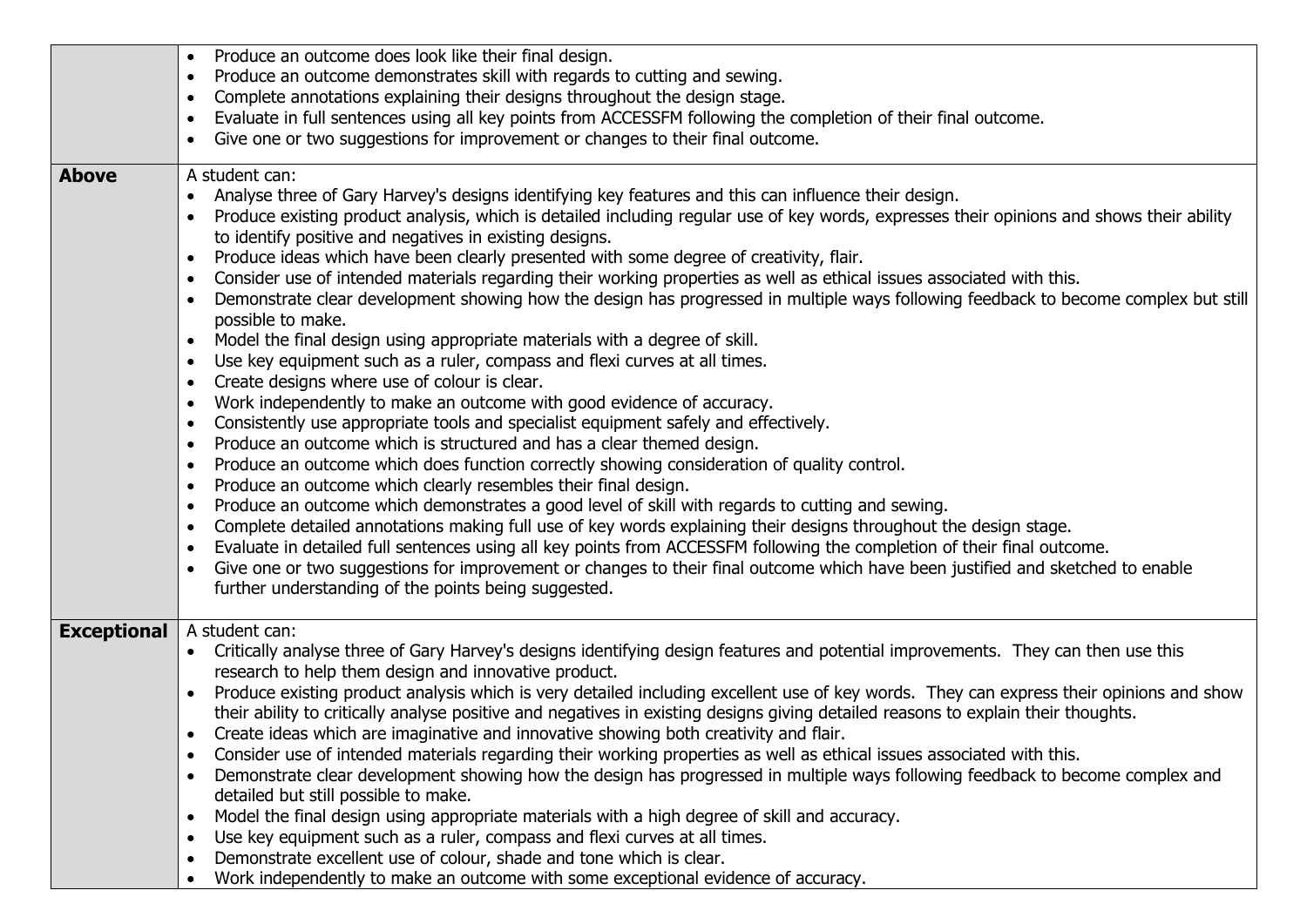| | |
|---|---|
| | • Produce an outcome does look like their final design.<br>• Produce an outcome demonstrates skill with regards to cutting and sewing.<br>• Complete annotations explaining their designs throughout the design stage.<br>• Evaluate in full sentences using all key points from ACCESSFM following the completion of their final outcome.<br>• Give one or two suggestions for improvement or changes to their final outcome. |
| **Above** | A student can:<br>• Analyse three of Gary Harvey's designs identifying key features and this can influence their design.<br>• Produce existing product analysis, which is detailed including regular use of key words, expresses their opinions and shows their ability to identify positive and negatives in existing designs.<br>• Produce ideas which have been clearly presented with some degree of creativity, flair.<br>• Consider use of intended materials regarding their working properties as well as ethical issues associated with this.<br>• Demonstrate clear development showing how the design has progressed in multiple ways following feedback to become complex but still possible to make.<br>• Model the final design using appropriate materials with a degree of skill.<br>• Use key equipment such as a ruler, compass and flexi curves at all times.<br>• Create designs where use of colour is clear.<br>• Work independently to make an outcome with good evidence of accuracy.<br>• Consistently use appropriate tools and specialist equipment safely and effectively.<br>• Produce an outcome which is structured and has a clear themed design.<br>• Produce an outcome which does function correctly showing consideration of quality control.<br>• Produce an outcome which clearly resembles their final design.<br>• Produce an outcome which demonstrates a good level of skill with regards to cutting and sewing.<br>• Complete detailed annotations making full use of key words explaining their designs throughout the design stage.<br>• Evaluate in detailed full sentences using all key points from ACCESSFM following the completion of their final outcome.<br>• Give one or two suggestions for improvement or changes to their final outcome which have been justified and sketched to enable further understanding of the points being suggested. |
| **Exceptional** | A student can:<br>• Critically analyse three of Gary Harvey's designs identifying design features and potential improvements. They can then use this research to help them design and innovative product.<br>• Produce existing product analysis which is very detailed including excellent use of key words. They can express their opinions and show their ability to critically analyse positive and negatives in existing designs giving detailed reasons to explain their thoughts.<br>• Create ideas which are imaginative and innovative showing both creativity and flair.<br>• Consider use of intended materials regarding their working properties as well as ethical issues associated with this.<br>• Demonstrate clear development showing how the design has progressed in multiple ways following feedback to become complex and detailed but still possible to make.<br>• Model the final design using appropriate materials with a high degree of skill and accuracy.<br>• Use key equipment such as a ruler, compass and flexi curves at all times.<br>• Demonstrate excellent use of colour, shade and tone which is clear.<br>• Work independently to make an outcome with some exceptional evidence of accuracy. |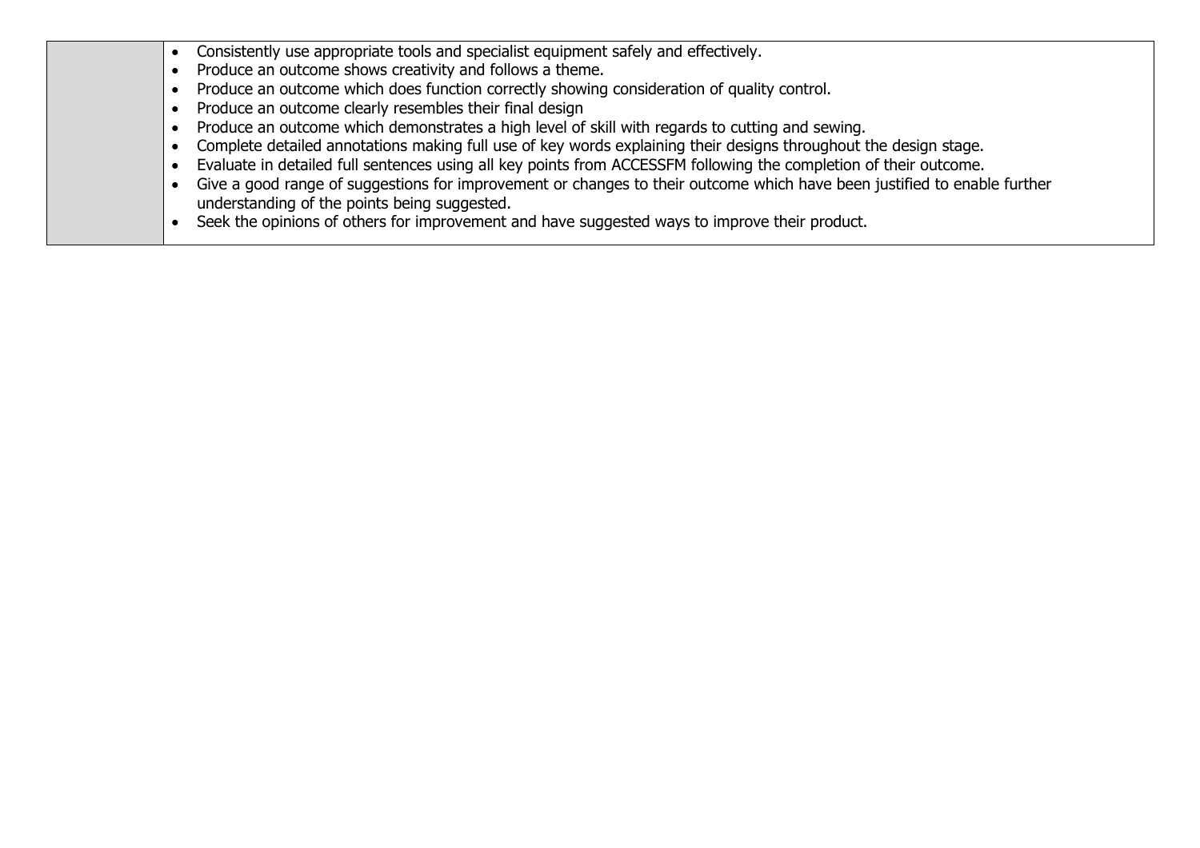| | |
|---|---|
| | • Consistently use appropriate tools and specialist equipment safely and effectively.<br>• Produce an outcome shows creativity and follows a theme.<br>• Produce an outcome which does function correctly showing consideration of quality control.<br>• Produce an outcome clearly resembles their final design<br>• Produce an outcome which demonstrates a high level of skill with regards to cutting and sewing.<br>• Complete detailed annotations making full use of key words explaining their designs throughout the design stage.<br>• Evaluate in detailed full sentences using all key points from ACCESSFM following the completion of their outcome.<br>• Give a good range of suggestions for improvement or changes to their outcome which have been justified to enable further understanding of the points being suggested.<br>• Seek the opinions of others for improvement and have suggested ways to improve their product. |